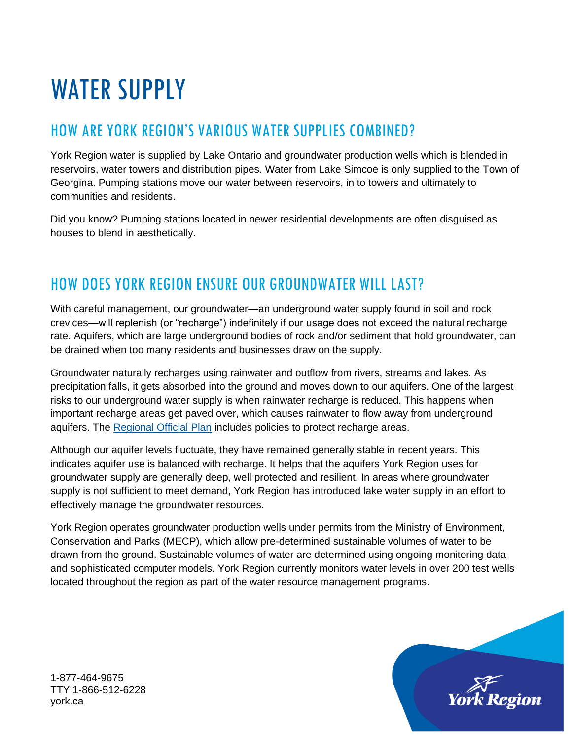# WATER SUPPLY

## HOW ARE YORK REGION'S VARIOUS WATER SUPPLIES COMBINED?

York Region water is supplied by Lake Ontario and groundwater production wells which is blended in reservoirs, water towers and distribution pipes. Water from Lake Simcoe is only supplied to the Town of Georgina. Pumping stations move our water between reservoirs, in to towers and ultimately to communities and residents.

Did you know? Pumping stations located in newer residential developments are often disguised as houses to blend in aesthetically.

## HOW DOES YORK REGION ENSURE OUR GROUNDWATER WILL LAST?

With careful management, our groundwater—an underground water supply found in soil and rock crevices—will replenish (or "recharge") indefinitely if our usage does not exceed the natural recharge rate. Aquifers, which are large underground bodies of rock and/or sediment that hold groundwater, can be drained when too many residents and businesses draw on the supply.

Groundwater naturally recharges using rainwater and outflow from rivers, streams and lakes. As precipitation falls, it gets absorbed into the ground and moves down to our aquifers. One of the largest risks to our underground water supply is when rainwater recharge is reduced. This happens when important recharge areas get paved over, which causes rainwater to flow away from underground aquifers. The Regional Official Plan includes policies to protect recharge areas.

Although our aquifer levels fluctuate, they have remained generally stable in recent years. This indicates aquifer use is balanced with recharge. It helps that the aquifers York Region uses for groundwater supply are generally deep, well protected and resilient. In areas where groundwater supply is not sufficient to meet demand, York Region has introduced lake water supply in an effort to effectively manage the groundwater resources.

York Region operates groundwater production wells under permits from the Ministry of Environment, Conservation and Parks (MECP), which allow pre-determined sustainable volumes of water to be drawn from the ground. Sustainable volumes of water are determined using ongoing monitoring data and sophisticated computer models. York Region currently monitors water levels in over 200 test wells located throughout the region as part of the water resource management programs.

1-877-464-9675
TTY 1-866-512-6228
york.ca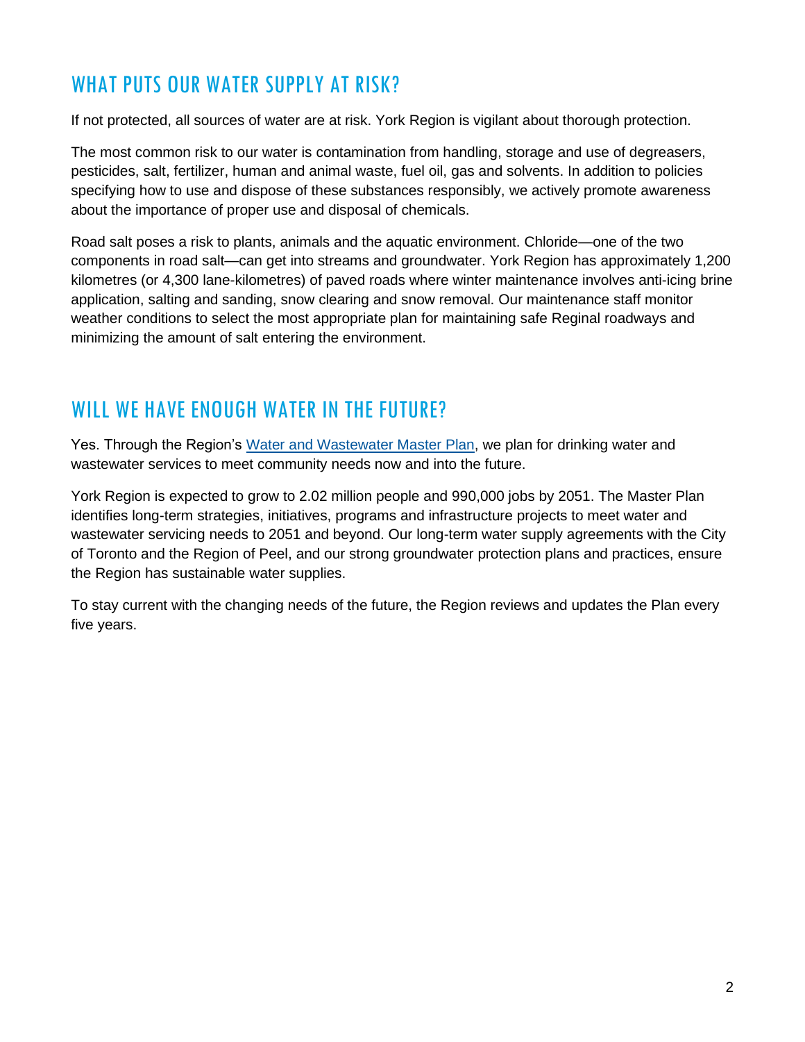## WHAT PUTS OUR WATER SUPPLY AT RISK?

If not protected, all sources of water are at risk. York Region is vigilant about thorough protection.

The most common risk to our water is contamination from handling, storage and use of degreasers, pesticides, salt, fertilizer, human and animal waste, fuel oil, gas and solvents. In addition to policies specifying how to use and dispose of these substances responsibly, we actively promote awareness about the importance of proper use and disposal of chemicals.

Road salt poses a risk to plants, animals and the aquatic environment. Chloride—one of the two components in road salt—can get into streams and groundwater. York Region has approximately 1,200 kilometres (or 4,300 lane-kilometres) of paved roads where winter maintenance involves anti-icing brine application, salting and sanding, snow clearing and snow removal. Our maintenance staff monitor weather conditions to select the most appropriate plan for maintaining safe Reginal roadways and minimizing the amount of salt entering the environment.

## WILL WE HAVE ENOUGH WATER IN THE FUTURE?

Yes. Through the Region's Water and Wastewater Master Plan, we plan for drinking water and wastewater services to meet community needs now and into the future.

York Region is expected to grow to 2.02 million people and 990,000 jobs by 2051. The Master Plan identifies long-term strategies, initiatives, programs and infrastructure projects to meet water and wastewater servicing needs to 2051 and beyond. Our long-term water supply agreements with the City of Toronto and the Region of Peel, and our strong groundwater protection plans and practices, ensure the Region has sustainable water supplies.

To stay current with the changing needs of the future, the Region reviews and updates the Plan every five years.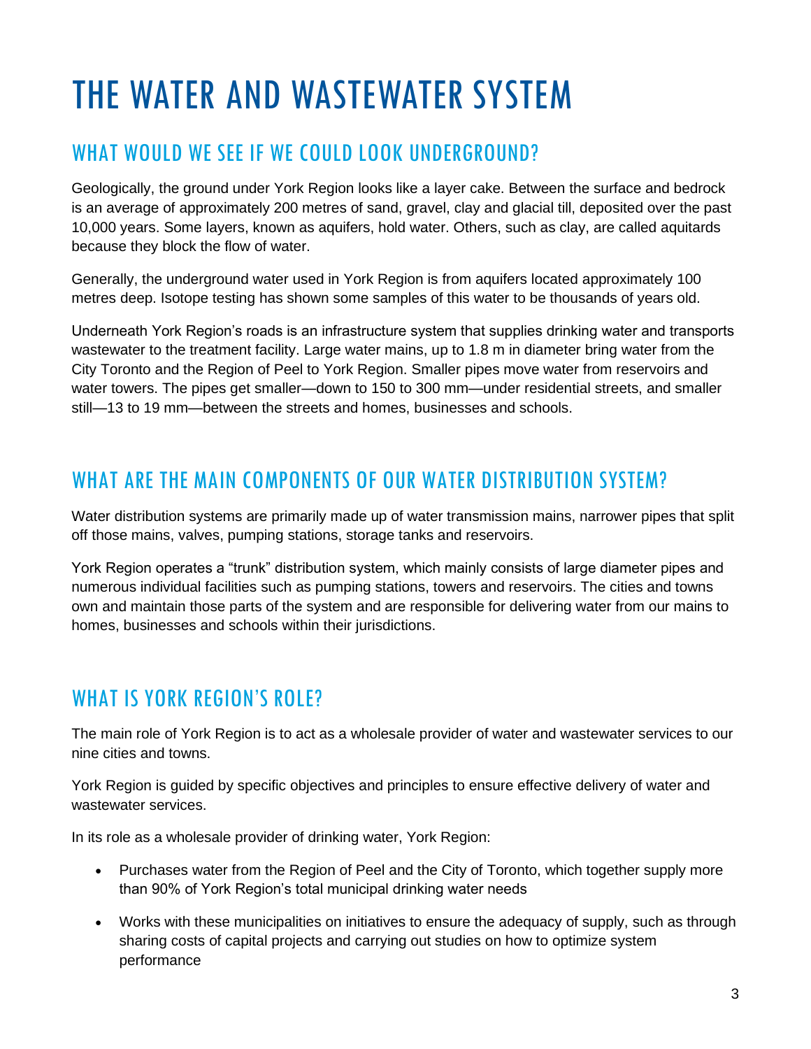# THE WATER AND WASTEWATER SYSTEM

## WHAT WOULD WE SEE IF WE COULD LOOK UNDERGROUND?

Geologically, the ground under York Region looks like a layer cake. Between the surface and bedrock is an average of approximately 200 metres of sand, gravel, clay and glacial till, deposited over the past 10,000 years. Some layers, known as aquifers, hold water. Others, such as clay, are called aquitards because they block the flow of water.

Generally, the underground water used in York Region is from aquifers located approximately 100 metres deep. Isotope testing has shown some samples of this water to be thousands of years old.

Underneath York Region's roads is an infrastructure system that supplies drinking water and transports wastewater to the treatment facility. Large water mains, up to 1.8 m in diameter bring water from the City Toronto and the Region of Peel to York Region. Smaller pipes move water from reservoirs and water towers. The pipes get smaller—down to 150 to 300 mm—under residential streets, and smaller still—13 to 19 mm—between the streets and homes, businesses and schools.

## WHAT ARE THE MAIN COMPONENTS OF OUR WATER DISTRIBUTION SYSTEM?

Water distribution systems are primarily made up of water transmission mains, narrower pipes that split off those mains, valves, pumping stations, storage tanks and reservoirs.

York Region operates a "trunk" distribution system, which mainly consists of large diameter pipes and numerous individual facilities such as pumping stations, towers and reservoirs. The cities and towns own and maintain those parts of the system and are responsible for delivering water from our mains to homes, businesses and schools within their jurisdictions.

## WHAT IS YORK REGION'S ROLE?

The main role of York Region is to act as a wholesale provider of water and wastewater services to our nine cities and towns.

York Region is guided by specific objectives and principles to ensure effective delivery of water and wastewater services.

In its role as a wholesale provider of drinking water, York Region:

- Purchases water from the Region of Peel and the City of Toronto, which together supply more than 90% of York Region's total municipal drinking water needs
- Works with these municipalities on initiatives to ensure the adequacy of supply, such as through sharing costs of capital projects and carrying out studies on how to optimize system performance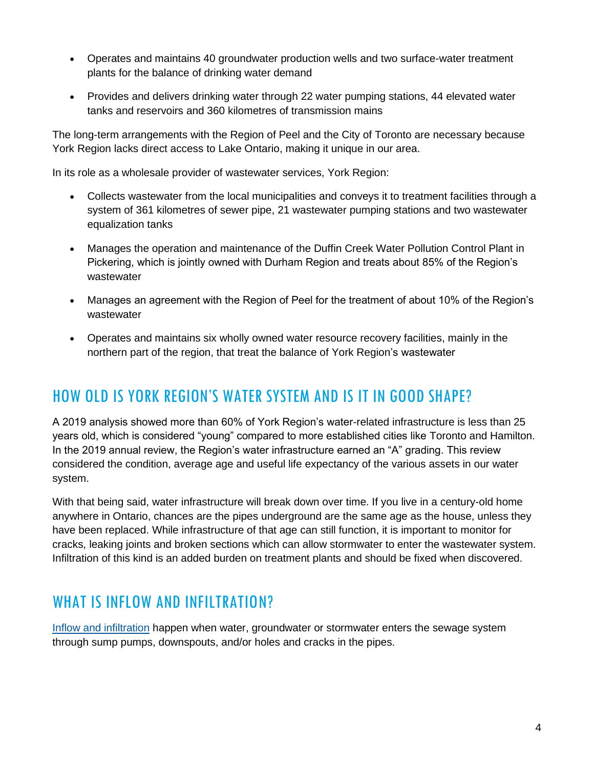- Operates and maintains 40 groundwater production wells and two surface-water treatment plants for the balance of drinking water demand
- Provides and delivers drinking water through 22 water pumping stations, 44 elevated water tanks and reservoirs and 360 kilometres of transmission mains

The long-term arrangements with the Region of Peel and the City of Toronto are necessary because York Region lacks direct access to Lake Ontario, making it unique in our area.

In its role as a wholesale provider of wastewater services, York Region:

- Collects wastewater from the local municipalities and conveys it to treatment facilities through a system of 361 kilometres of sewer pipe, 21 wastewater pumping stations and two wastewater equalization tanks
- Manages the operation and maintenance of the Duffin Creek Water Pollution Control Plant in Pickering, which is jointly owned with Durham Region and treats about 85% of the Region's wastewater
- Manages an agreement with the Region of Peel for the treatment of about 10% of the Region's wastewater
- Operates and maintains six wholly owned water resource recovery facilities, mainly in the northern part of the region, that treat the balance of York Region's wastewater

## HOW OLD IS YORK REGION'S WATER SYSTEM AND IS IT IN GOOD SHAPE?

A 2019 analysis showed more than 60% of York Region's water-related infrastructure is less than 25 years old, which is considered "young" compared to more established cities like Toronto and Hamilton. In the 2019 annual review, the Region's water infrastructure earned an "A" grading. This review considered the condition, average age and useful life expectancy of the various assets in our water system.

With that being said, water infrastructure will break down over time. If you live in a century-old home anywhere in Ontario, chances are the pipes underground are the same age as the house, unless they have been replaced. While infrastructure of that age can still function, it is important to monitor for cracks, leaking joints and broken sections which can allow stormwater to enter the wastewater system. Infiltration of this kind is an added burden on treatment plants and should be fixed when discovered.

## WHAT IS INFLOW AND INFILTRATION?

Inflow and infiltration happen when water, groundwater or stormwater enters the sewage system through sump pumps, downspouts, and/or holes and cracks in the pipes.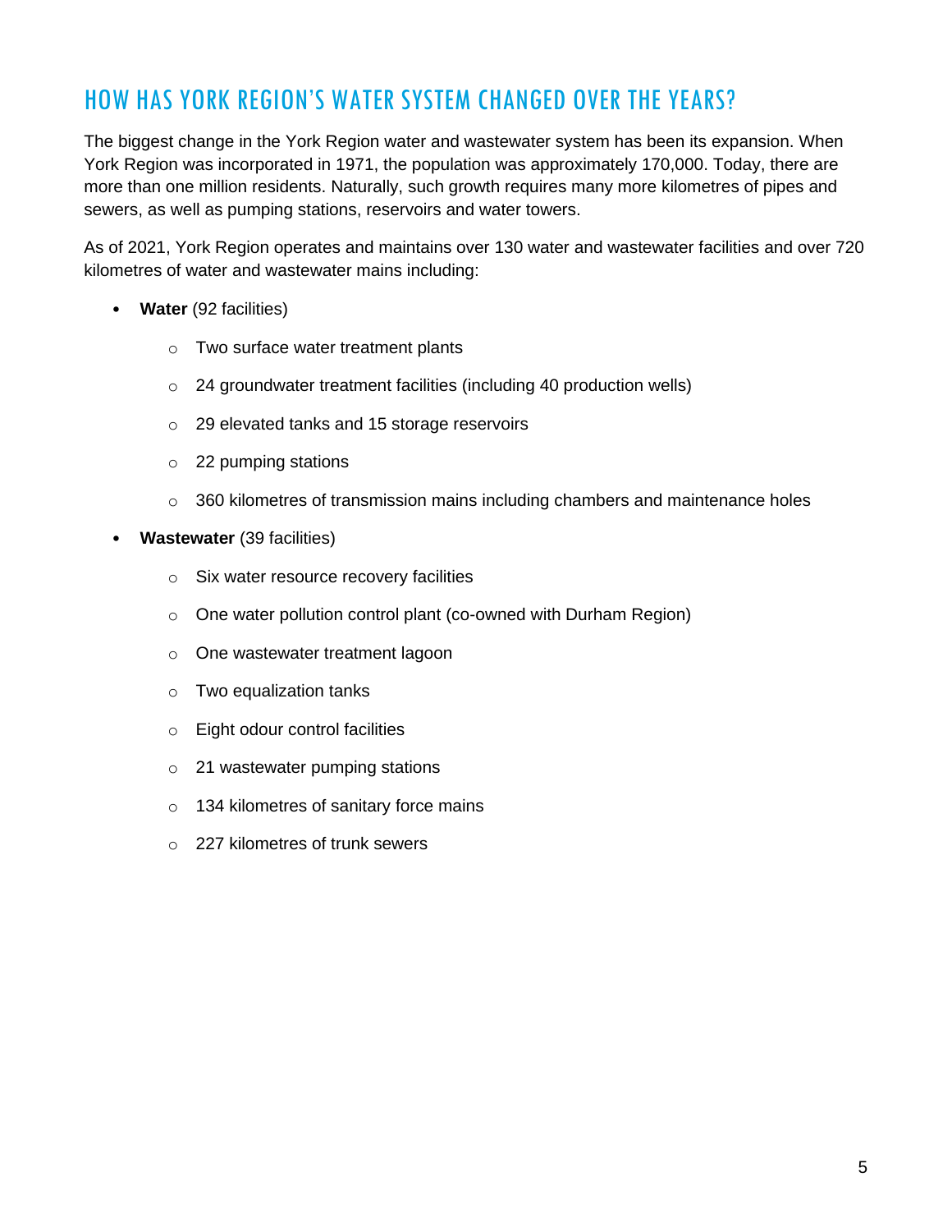## HOW HAS YORK REGION'S WATER SYSTEM CHANGED OVER THE YEARS?

The biggest change in the York Region water and wastewater system has been its expansion. When York Region was incorporated in 1971, the population was approximately 170,000. Today, there are more than one million residents. Naturally, such growth requires many more kilometres of pipes and sewers, as well as pumping stations, reservoirs and water towers.

As of 2021, York Region operates and maintains over 130 water and wastewater facilities and over 720 kilometres of water and wastewater mains including:

- **Water** (92 facilities)
  - Two surface water treatment plants
  - 24 groundwater treatment facilities (including 40 production wells)
  - 29 elevated tanks and 15 storage reservoirs
  - 22 pumping stations
  - 360 kilometres of transmission mains including chambers and maintenance holes
- **Wastewater** (39 facilities)
  - Six water resource recovery facilities
  - One water pollution control plant (co-owned with Durham Region)
  - One wastewater treatment lagoon
  - Two equalization tanks
  - Eight odour control facilities
  - 21 wastewater pumping stations
  - 134 kilometres of sanitary force mains
  - 227 kilometres of trunk sewers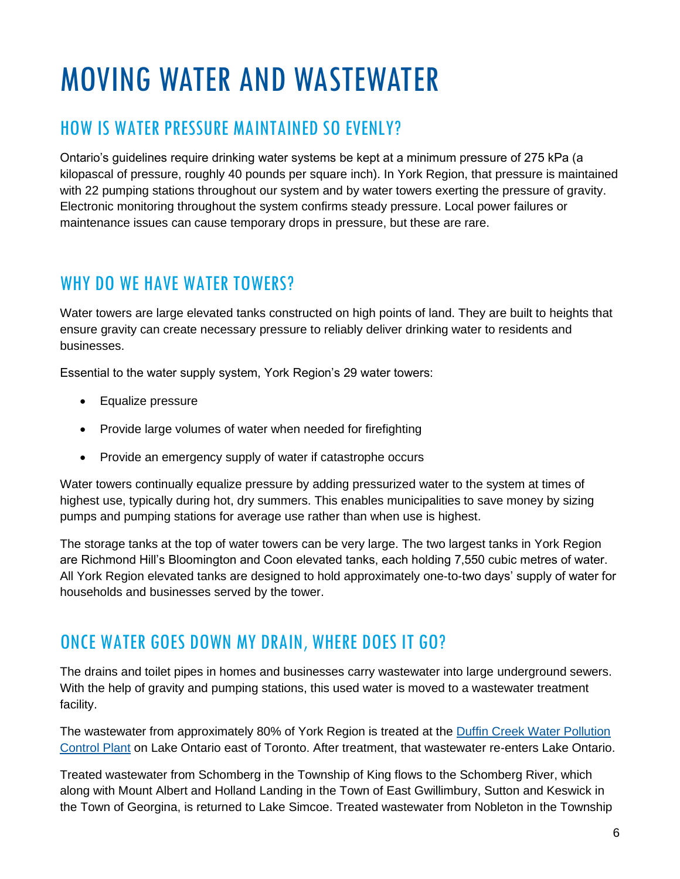# MOVING WATER AND WASTEWATER

## HOW IS WATER PRESSURE MAINTAINED SO EVENLY?

Ontario's guidelines require drinking water systems be kept at a minimum pressure of 275 kPa (a kilopascal of pressure, roughly 40 pounds per square inch). In York Region, that pressure is maintained with 22 pumping stations throughout our system and by water towers exerting the pressure of gravity. Electronic monitoring throughout the system confirms steady pressure. Local power failures or maintenance issues can cause temporary drops in pressure, but these are rare.

## WHY DO WE HAVE WATER TOWERS?

Water towers are large elevated tanks constructed on high points of land. They are built to heights that ensure gravity can create necessary pressure to reliably deliver drinking water to residents and businesses.

Essential to the water supply system, York Region's 29 water towers:

- Equalize pressure
- Provide large volumes of water when needed for firefighting
- Provide an emergency supply of water if catastrophe occurs

Water towers continually equalize pressure by adding pressurized water to the system at times of highest use, typically during hot, dry summers. This enables municipalities to save money by sizing pumps and pumping stations for average use rather than when use is highest.

The storage tanks at the top of water towers can be very large. The two largest tanks in York Region are Richmond Hill's Bloomington and Coon elevated tanks, each holding 7,550 cubic metres of water. All York Region elevated tanks are designed to hold approximately one-to-two days' supply of water for households and businesses served by the tower.

## ONCE WATER GOES DOWN MY DRAIN, WHERE DOES IT GO?

The drains and toilet pipes in homes and businesses carry wastewater into large underground sewers. With the help of gravity and pumping stations, this used water is moved to a wastewater treatment facility.

The wastewater from approximately 80% of York Region is treated at the Duffin Creek Water Pollution Control Plant on Lake Ontario east of Toronto. After treatment, that wastewater re-enters Lake Ontario.

Treated wastewater from Schomberg in the Township of King flows to the Schomberg River, which along with Mount Albert and Holland Landing in the Town of East Gwillimbury, Sutton and Keswick in the Town of Georgina, is returned to Lake Simcoe. Treated wastewater from Nobleton in the Township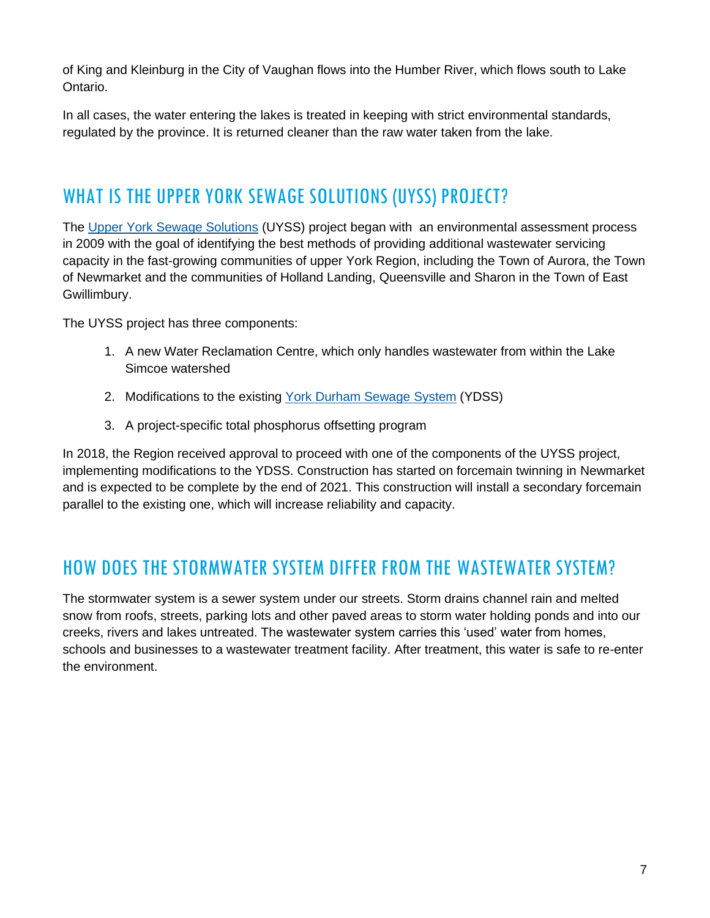of King and Kleinburg in the City of Vaughan flows into the Humber River, which flows south to Lake Ontario.

In all cases, the water entering the lakes is treated in keeping with strict environmental standards, regulated by the province. It is returned cleaner than the raw water taken from the lake.

## WHAT IS THE UPPER YORK SEWAGE SOLUTIONS (UYSS) PROJECT?

The Upper York Sewage Solutions (UYSS) project began with an environmental assessment process in 2009 with the goal of identifying the best methods of providing additional wastewater servicing capacity in the fast-growing communities of upper York Region, including the Town of Aurora, the Town of Newmarket and the communities of Holland Landing, Queensville and Sharon in the Town of East Gwillimbury.

The UYSS project has three components:

1. A new Water Reclamation Centre, which only handles wastewater from within the Lake Simcoe watershed
2. Modifications to the existing York Durham Sewage System (YDSS)
3. A project-specific total phosphorus offsetting program

In 2018, the Region received approval to proceed with one of the components of the UYSS project, implementing modifications to the YDSS. Construction has started on forcemain twinning in Newmarket and is expected to be complete by the end of 2021. This construction will install a secondary forcemain parallel to the existing one, which will increase reliability and capacity.

## HOW DOES THE STORMWATER SYSTEM DIFFER FROM THE WASTEWATER SYSTEM?

The stormwater system is a sewer system under our streets. Storm drains channel rain and melted snow from roofs, streets, parking lots and other paved areas to storm water holding ponds and into our creeks, rivers and lakes untreated. The wastewater system carries this 'used' water from homes, schools and businesses to a wastewater treatment facility. After treatment, this water is safe to re-enter the environment.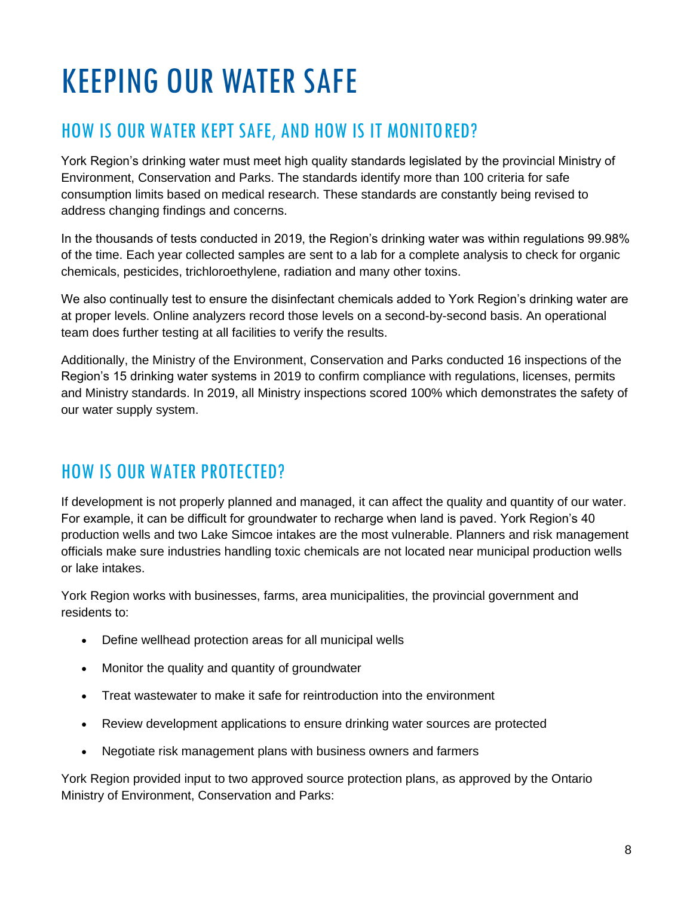# KEEPING OUR WATER SAFE

## HOW IS OUR WATER KEPT SAFE, AND HOW IS IT MONITORED?

York Region's drinking water must meet high quality standards legislated by the provincial Ministry of Environment, Conservation and Parks. The standards identify more than 100 criteria for safe consumption limits based on medical research. These standards are constantly being revised to address changing findings and concerns.

In the thousands of tests conducted in 2019, the Region's drinking water was within regulations 99.98% of the time. Each year collected samples are sent to a lab for a complete analysis to check for organic chemicals, pesticides, trichloroethylene, radiation and many other toxins.

We also continually test to ensure the disinfectant chemicals added to York Region's drinking water are at proper levels. Online analyzers record those levels on a second-by-second basis. An operational team does further testing at all facilities to verify the results.

Additionally, the Ministry of the Environment, Conservation and Parks conducted 16 inspections of the Region's 15 drinking water systems in 2019 to confirm compliance with regulations, licenses, permits and Ministry standards. In 2019, all Ministry inspections scored 100% which demonstrates the safety of our water supply system.

## HOW IS OUR WATER PROTECTED?

If development is not properly planned and managed, it can affect the quality and quantity of our water. For example, it can be difficult for groundwater to recharge when land is paved. York Region's 40 production wells and two Lake Simcoe intakes are the most vulnerable. Planners and risk management officials make sure industries handling toxic chemicals are not located near municipal production wells or lake intakes.

York Region works with businesses, farms, area municipalities, the provincial government and residents to:

- Define wellhead protection areas for all municipal wells
- Monitor the quality and quantity of groundwater
- Treat wastewater to make it safe for reintroduction into the environment
- Review development applications to ensure drinking water sources are protected
- Negotiate risk management plans with business owners and farmers

York Region provided input to two approved source protection plans, as approved by the Ontario Ministry of Environment, Conservation and Parks: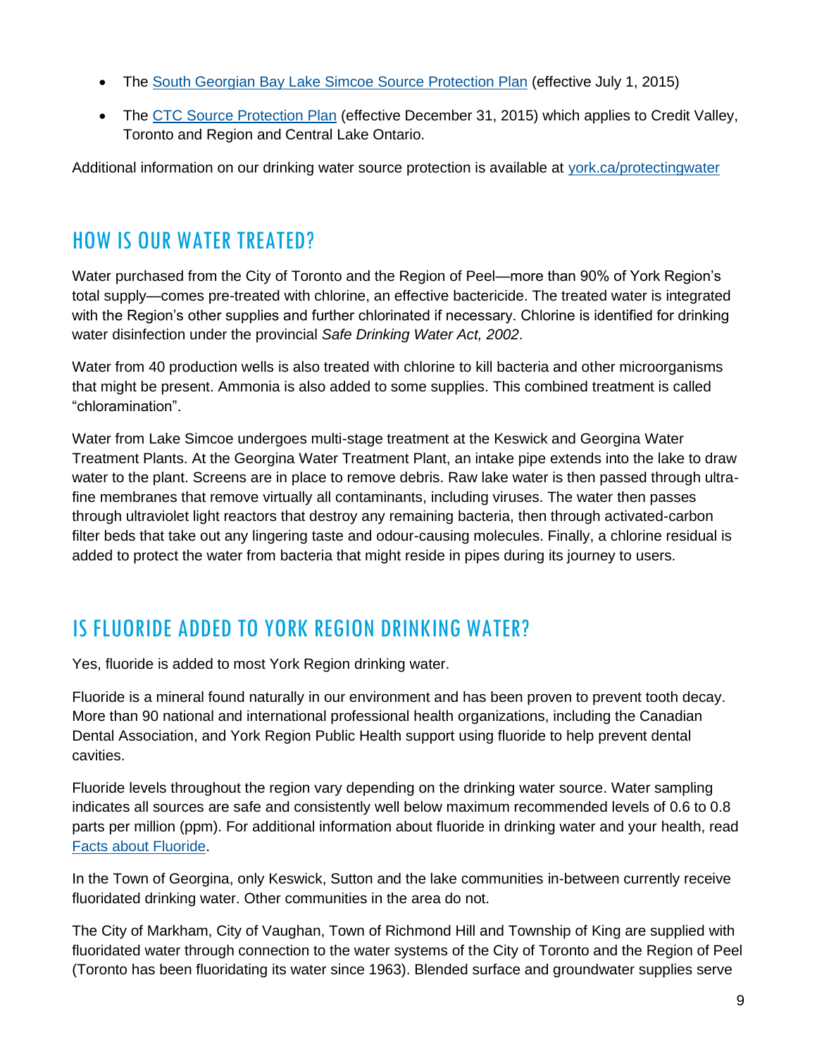- The [South Georgian Bay Lake Simcoe Source Protection Plan](#) (effective July 1, 2015)
- The [CTC Source Protection Plan](#) (effective December 31, 2015) which applies to Credit Valley, Toronto and Region and Central Lake Ontario.

Additional information on our drinking water source protection is available at [york.ca/protectingwater](#)

## HOW IS OUR WATER TREATED?

Water purchased from the City of Toronto and the Region of Peel—more than 90% of York Region's total supply—comes pre-treated with chlorine, an effective bactericide. The treated water is integrated with the Region's other supplies and further chlorinated if necessary. Chlorine is identified for drinking water disinfection under the provincial *Safe Drinking Water Act, 2002*.

Water from 40 production wells is also treated with chlorine to kill bacteria and other microorganisms that might be present. Ammonia is also added to some supplies. This combined treatment is called "chloramination".

Water from Lake Simcoe undergoes multi-stage treatment at the Keswick and Georgina Water Treatment Plants. At the Georgina Water Treatment Plant, an intake pipe extends into the lake to draw water to the plant. Screens are in place to remove debris. Raw lake water is then passed through ultra-fine membranes that remove virtually all contaminants, including viruses. The water then passes through ultraviolet light reactors that destroy any remaining bacteria, then through activated-carbon filter beds that take out any lingering taste and odour-causing molecules. Finally, a chlorine residual is added to protect the water from bacteria that might reside in pipes during its journey to users.

## IS FLUORIDE ADDED TO YORK REGION DRINKING WATER?

Yes, fluoride is added to most York Region drinking water.

Fluoride is a mineral found naturally in our environment and has been proven to prevent tooth decay. More than 90 national and international professional health organizations, including the Canadian Dental Association, and York Region Public Health support using fluoride to help prevent dental cavities.

Fluoride levels throughout the region vary depending on the drinking water source. Water sampling indicates all sources are safe and consistently well below maximum recommended levels of 0.6 to 0.8 parts per million (ppm). For additional information about fluoride in drinking water and your health, read [Facts about Fluoride](#).

In the Town of Georgina, only Keswick, Sutton and the lake communities in-between currently receive fluoridated drinking water. Other communities in the area do not.

The City of Markham, City of Vaughan, Town of Richmond Hill and Township of King are supplied with fluoridated water through connection to the water systems of the City of Toronto and the Region of Peel (Toronto has been fluoridating its water since 1963). Blended surface and groundwater supplies serve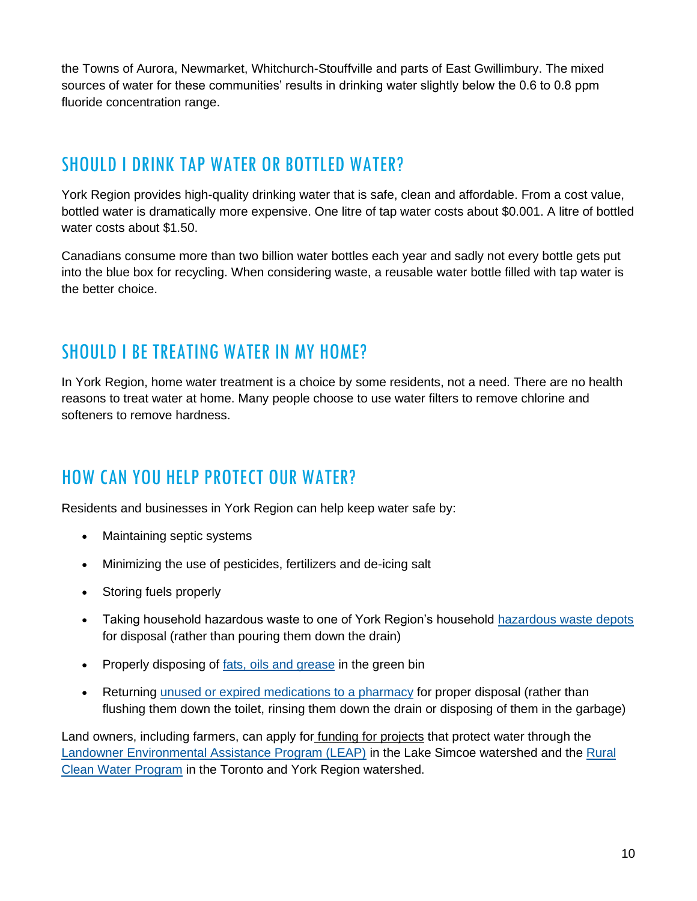the Towns of Aurora, Newmarket, Whitchurch-Stouffville and parts of East Gwillimbury. The mixed sources of water for these communities' results in drinking water slightly below the 0.6 to 0.8 ppm fluoride concentration range.

## SHOULD I DRINK TAP WATER OR BOTTLED WATER?

York Region provides high-quality drinking water that is safe, clean and affordable. From a cost value, bottled water is dramatically more expensive. One litre of tap water costs about $0.001. A litre of bottled water costs about $1.50.

Canadians consume more than two billion water bottles each year and sadly not every bottle gets put into the blue box for recycling. When considering waste, a reusable water bottle filled with tap water is the better choice.

## SHOULD I BE TREATING WATER IN MY HOME?

In York Region, home water treatment is a choice by some residents, not a need. There are no health reasons to treat water at home. Many people choose to use water filters to remove chlorine and softeners to remove hardness.

## HOW CAN YOU HELP PROTECT OUR WATER?

Residents and businesses in York Region can help keep water safe by:

- Maintaining septic systems
- Minimizing the use of pesticides, fertilizers and de-icing salt
- Storing fuels properly
- Taking household hazardous waste to one of York Region's household hazardous waste depots for disposal (rather than pouring them down the drain)
- Properly disposing of fats, oils and grease in the green bin
- Returning unused or expired medications to a pharmacy for proper disposal (rather than flushing them down the toilet, rinsing them down the drain or disposing of them in the garbage)

Land owners, including farmers, can apply for funding for projects that protect water through the Landowner Environmental Assistance Program (LEAP) in the Lake Simcoe watershed and the Rural Clean Water Program in the Toronto and York Region watershed.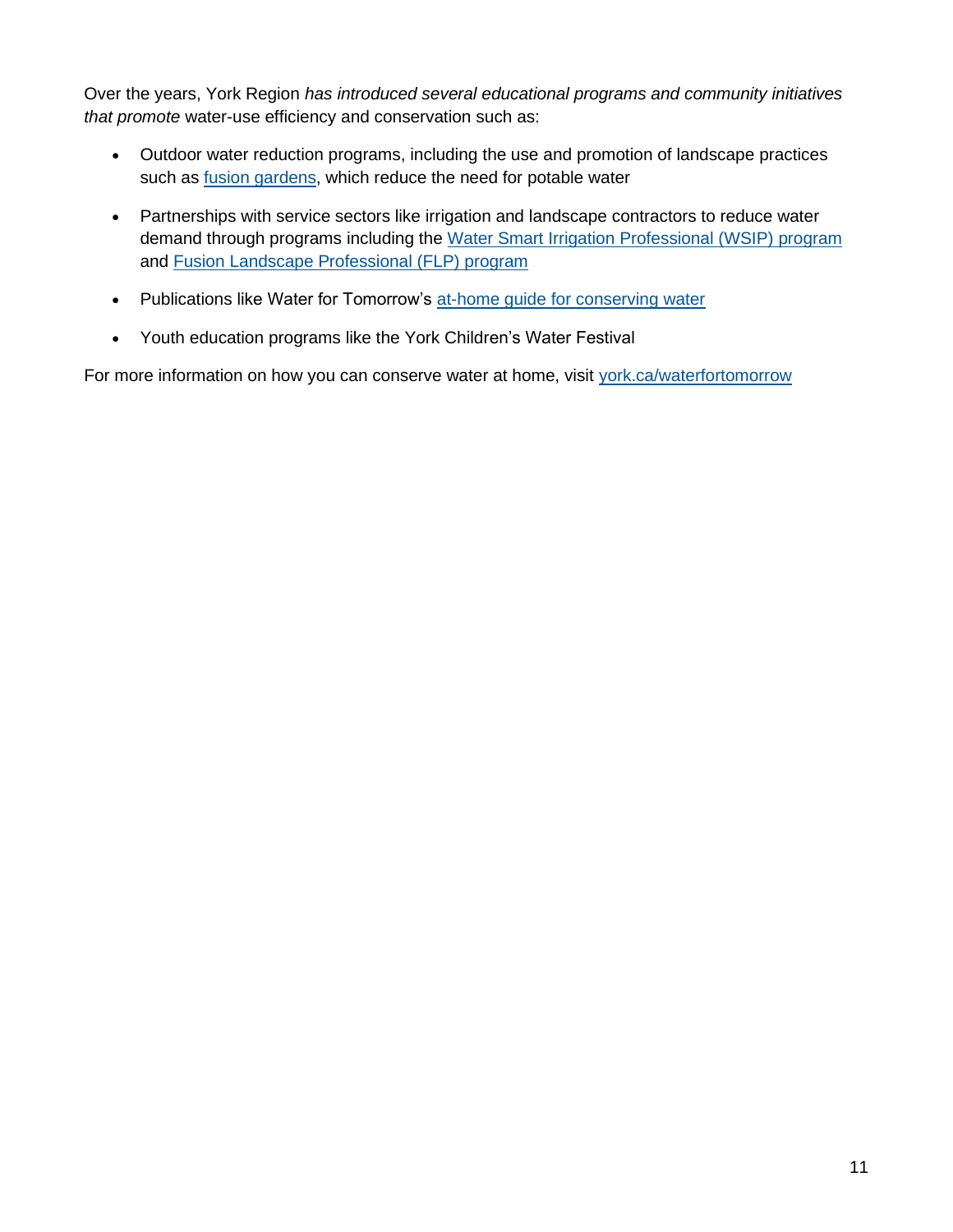Over the years, York Region *has introduced several educational programs and community initiatives that promote* water-use efficiency and conservation such as:

- Outdoor water reduction programs, including the use and promotion of landscape practices such as fusion gardens, which reduce the need for potable water
- Partnerships with service sectors like irrigation and landscape contractors to reduce water demand through programs including the Water Smart Irrigation Professional (WSIP) program and Fusion Landscape Professional (FLP) program
- Publications like Water for Tomorrow's at-home guide for conserving water
- Youth education programs like the York Children's Water Festival

For more information on how you can conserve water at home, visit york.ca/waterfortomorrow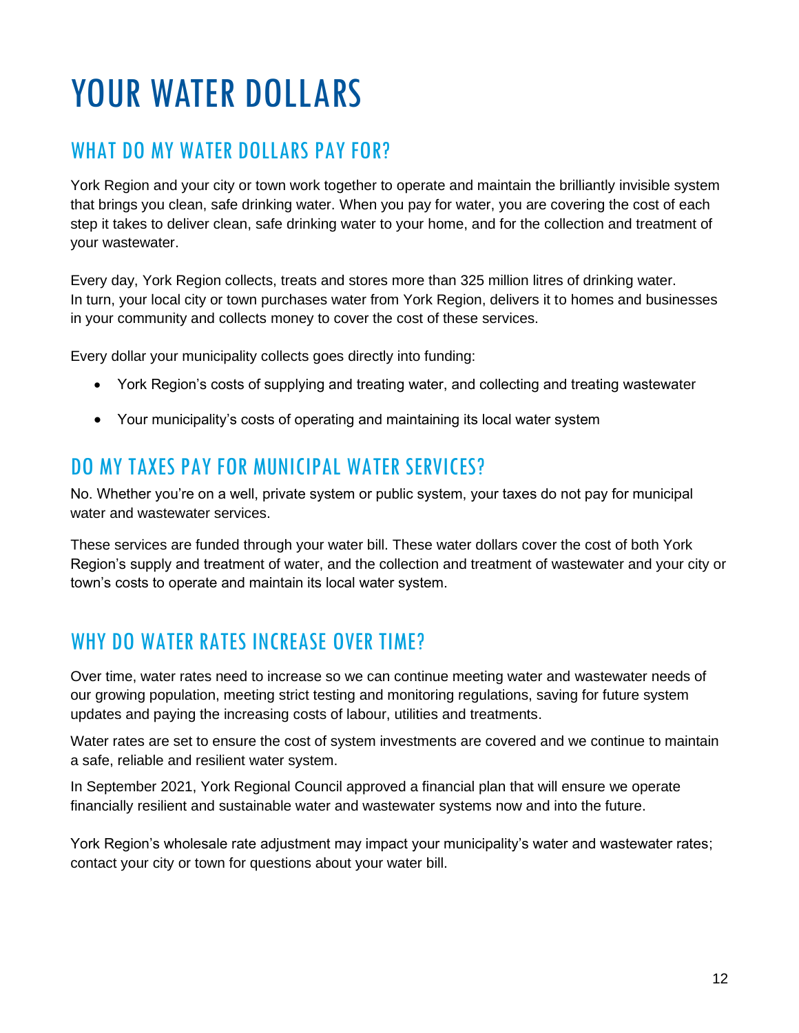# YOUR WATER DOLLARS

## WHAT DO MY WATER DOLLARS PAY FOR?

York Region and your city or town work together to operate and maintain the brilliantly invisible system that brings you clean, safe drinking water. When you pay for water, you are covering the cost of each step it takes to deliver clean, safe drinking water to your home, and for the collection and treatment of your wastewater.

Every day, York Region collects, treats and stores more than 325 million litres of drinking water. In turn, your local city or town purchases water from York Region, delivers it to homes and businesses in your community and collects money to cover the cost of these services.

Every dollar your municipality collects goes directly into funding:

- York Region's costs of supplying and treating water, and collecting and treating wastewater
- Your municipality's costs of operating and maintaining its local water system

## DO MY TAXES PAY FOR MUNICIPAL WATER SERVICES?

No. Whether you're on a well, private system or public system, your taxes do not pay for municipal water and wastewater services.

These services are funded through your water bill. These water dollars cover the cost of both York Region's supply and treatment of water, and the collection and treatment of wastewater and your city or town's costs to operate and maintain its local water system.

## WHY DO WATER RATES INCREASE OVER TIME?

Over time, water rates need to increase so we can continue meeting water and wastewater needs of our growing population, meeting strict testing and monitoring regulations, saving for future system updates and paying the increasing costs of labour, utilities and treatments.

Water rates are set to ensure the cost of system investments are covered and we continue to maintain a safe, reliable and resilient water system.

In September 2021, York Regional Council approved a financial plan that will ensure we operate financially resilient and sustainable water and wastewater systems now and into the future.

York Region's wholesale rate adjustment may impact your municipality's water and wastewater rates; contact your city or town for questions about your water bill.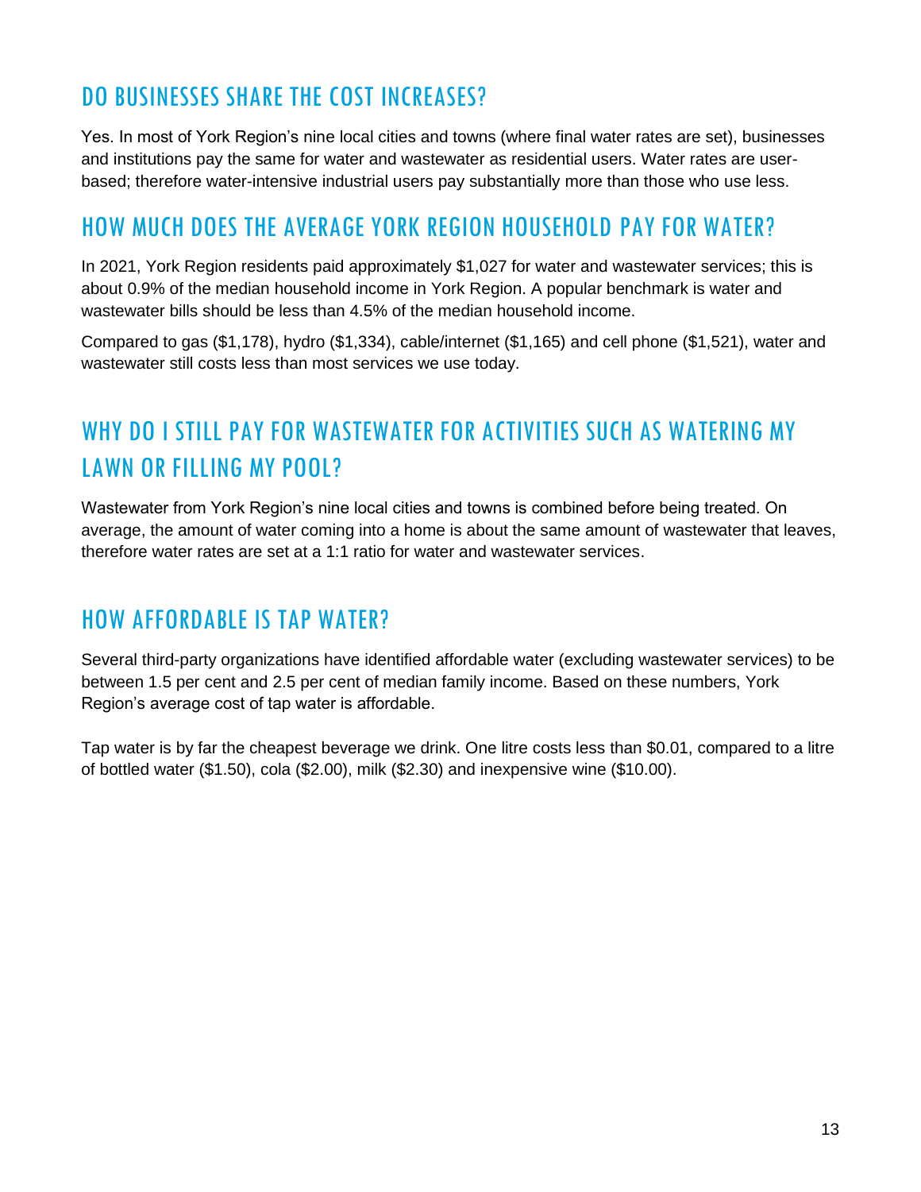## DO BUSINESSES SHARE THE COST INCREASES?

Yes. In most of York Region's nine local cities and towns (where final water rates are set), businesses and institutions pay the same for water and wastewater as residential users. Water rates are user-based; therefore water-intensive industrial users pay substantially more than those who use less.

## HOW MUCH DOES THE AVERAGE YORK REGION HOUSEHOLD PAY FOR WATER?

In 2021, York Region residents paid approximately $1,027 for water and wastewater services; this is about 0.9% of the median household income in York Region. A popular benchmark is water and wastewater bills should be less than 4.5% of the median household income.

Compared to gas ($1,178), hydro ($1,334), cable/internet ($1,165) and cell phone ($1,521), water and wastewater still costs less than most services we use today.

## WHY DO I STILL PAY FOR WASTEWATER FOR ACTIVITIES SUCH AS WATERING MY LAWN OR FILLING MY POOL?

Wastewater from York Region's nine local cities and towns is combined before being treated. On average, the amount of water coming into a home is about the same amount of wastewater that leaves, therefore water rates are set at a 1:1 ratio for water and wastewater services.

## HOW AFFORDABLE IS TAP WATER?

Several third-party organizations have identified affordable water (excluding wastewater services) to be between 1.5 per cent and 2.5 per cent of median family income. Based on these numbers, York Region's average cost of tap water is affordable.

Tap water is by far the cheapest beverage we drink. One litre costs less than $0.01, compared to a litre of bottled water ($1.50), cola ($2.00), milk ($2.30) and inexpensive wine ($10.00).